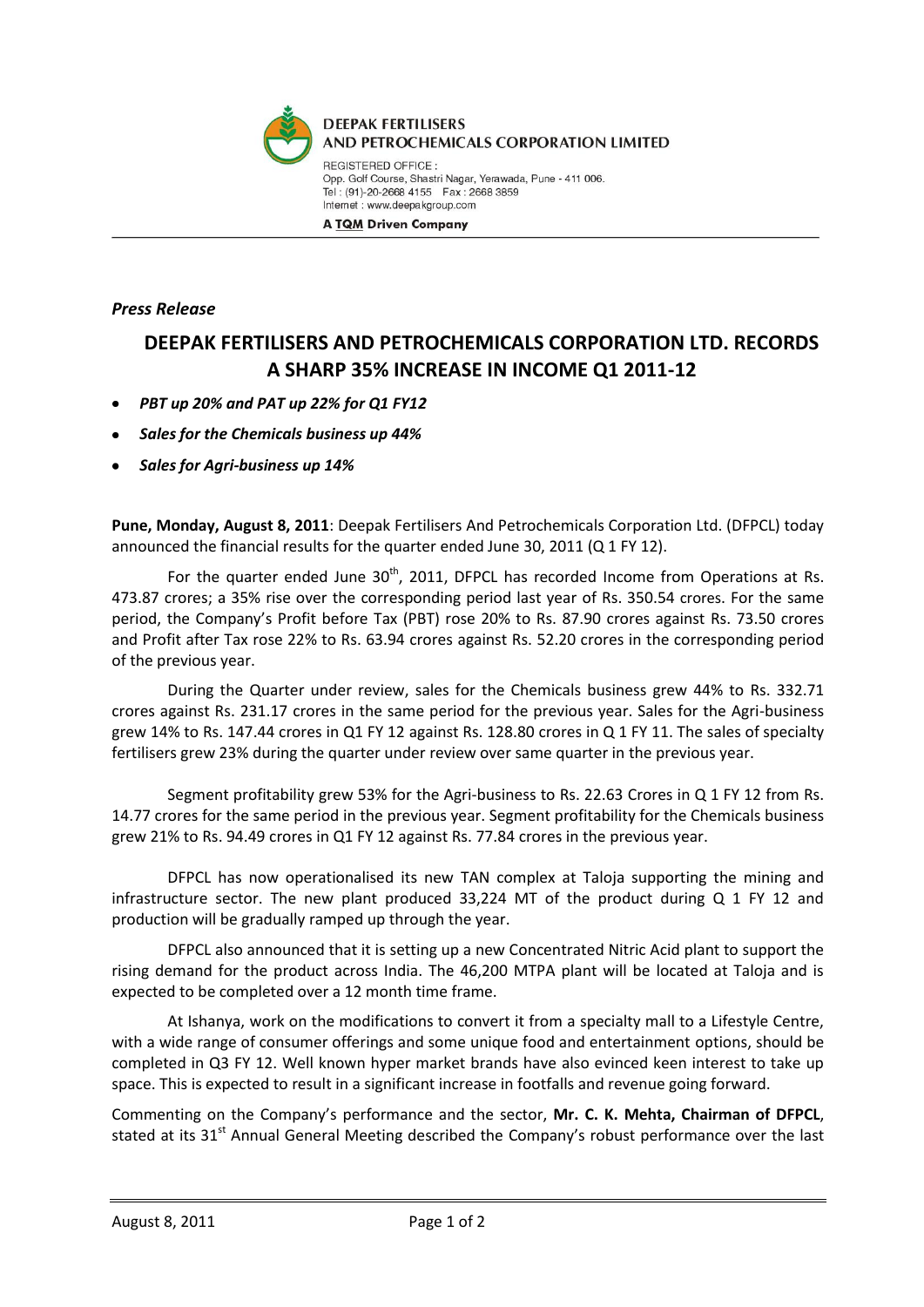**DEEPAK FERTILISERS AND PETROCHEMICALS CORPORATION LIMITED**

REGISTERED OFFICE :
Opp. Golf Course, Shastri Nagar, Yerawada, Pune - 411 006.
Tel : (91)-20-2668 4155 Fax : 2668 3859
Internet : www.deepakgroup.com

**A TQM Driven Company**

*Press Release*

# DEEPAK FERTILISERS AND PETROCHEMICALS CORPORATION LTD. RECORDS A SHARP 35% INCREASE IN INCOME Q1 2011-12

- ***PBT up 20% and PAT up 22% for Q1 FY12***
- ***Sales for the Chemicals business up 44%***
- ***Sales for Agri-business up 14%***

**Pune, Monday, August 8, 2011**: Deepak Fertilisers And Petrochemicals Corporation Ltd. (DFPCL) today announced the financial results for the quarter ended June 30, 2011 (Q 1 FY 12).

For the quarter ended June 30th, 2011, DFPCL has recorded Income from Operations at Rs. 473.87 crores; a 35% rise over the corresponding period last year of Rs. 350.54 crores. For the same period, the Company's Profit before Tax (PBT) rose 20% to Rs. 87.90 crores against Rs. 73.50 crores and Profit after Tax rose 22% to Rs. 63.94 crores against Rs. 52.20 crores in the corresponding period of the previous year.

During the Quarter under review, sales for the Chemicals business grew 44% to Rs. 332.71 crores against Rs. 231.17 crores in the same period for the previous year. Sales for the Agri-business grew 14% to Rs. 147.44 crores in Q1 FY 12 against Rs. 128.80 crores in Q 1 FY 11. The sales of specialty fertilisers grew 23% during the quarter under review over same quarter in the previous year.

Segment profitability grew 53% for the Agri-business to Rs. 22.63 Crores in Q 1 FY 12 from Rs. 14.77 crores for the same period in the previous year. Segment profitability for the Chemicals business grew 21% to Rs. 94.49 crores in Q1 FY 12 against Rs. 77.84 crores in the previous year.

DFPCL has now operationalised its new TAN complex at Taloja supporting the mining and infrastructure sector. The new plant produced 33,224 MT of the product during Q 1 FY 12 and production will be gradually ramped up through the year.

DFPCL also announced that it is setting up a new Concentrated Nitric Acid plant to support the rising demand for the product across India. The 46,200 MTPA plant will be located at Taloja and is expected to be completed over a 12 month time frame.

At Ishanya, work on the modifications to convert it from a specialty mall to a Lifestyle Centre, with a wide range of consumer offerings and some unique food and entertainment options, should be completed in Q3 FY 12. Well known hyper market brands have also evinced keen interest to take up space. This is expected to result in a significant increase in footfalls and revenue going forward.

Commenting on the Company's performance and the sector, **Mr. C. K. Mehta, Chairman of DFPCL**, stated at its 31st Annual General Meeting described the Company's robust performance over the last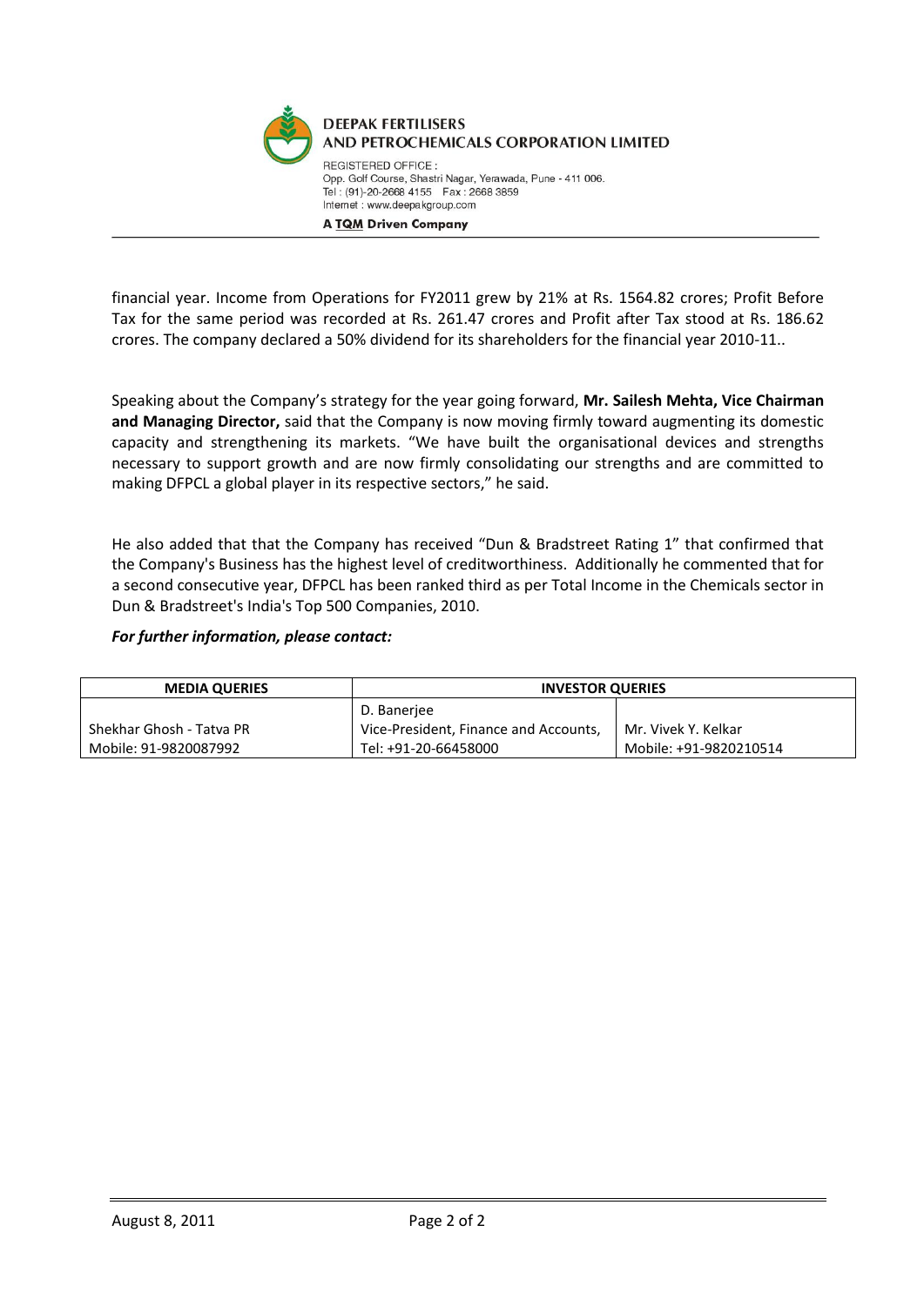financial year. Income from Operations for FY2011 grew by 21% at Rs. 1564.82 crores; Profit Before Tax for the same period was recorded at Rs. 261.47 crores and Profit after Tax stood at Rs. 186.62 crores. The company declared a 50% dividend for its shareholders for the financial year 2010-11..

Speaking about the Company's strategy for the year going forward, **Mr. Sailesh Mehta, Vice Chairman and Managing Director,** said that the Company is now moving firmly toward augmenting its domestic capacity and strengthening its markets. "We have built the organisational devices and strengths necessary to support growth and are now firmly consolidating our strengths and are committed to making DFPCL a global player in its respective sectors," he said.

He also added that that the Company has received "Dun & Bradstreet Rating 1" that confirmed that the Company's Business has the highest level of creditworthiness. Additionally he commented that for a second consecutive year, DFPCL has been ranked third as per Total Income in the Chemicals sector in Dun & Bradstreet's India's Top 500 Companies, 2010.

***For further information, please contact:***

| MEDIA QUERIES | INVESTOR QUERIES | |
|---|---|---|
| Shekhar Ghosh - Tatva PR<br>Mobile: 91-9820087992 | D. Banerjee<br>Vice-President, Finance and Accounts,<br>Tel: +91-20-66458000 | Mr. Vivek Y. Kelkar<br>Mobile: +91-9820210514 |